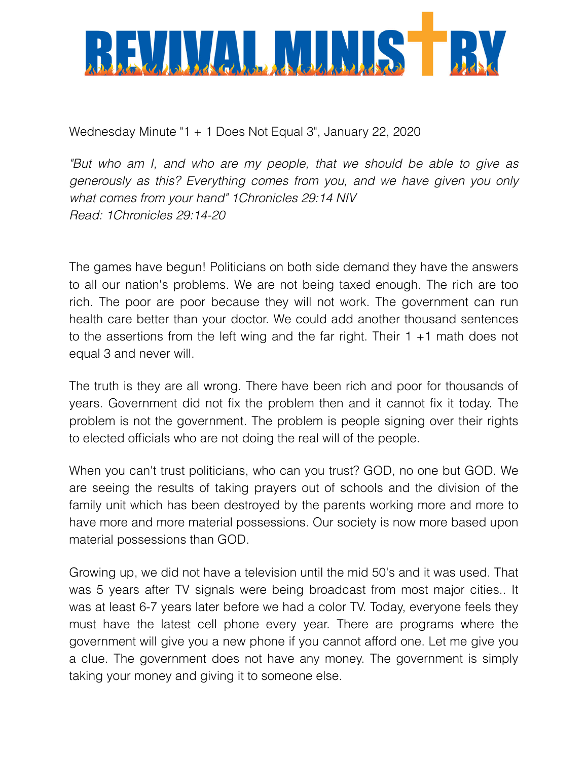# REVIVAL MINISTRY

Wednesday Minute "1 + 1 Does Not Equal 3", January 22, 2020

*"But who am I, and who are my people, that we should be able to give as generously as this? Everything comes from you, and we have given you only what comes from your hand" 1Chronicles 29:14 NIV*
*Read: 1Chronicles 29:14-20*

The games have begun! Politicians on both side demand they have the answers to all our nation's problems. We are not being taxed enough. The rich are too rich. The poor are poor because they will not work. The government can run health care better than your doctor. We could add another thousand sentences to the assertions from the left wing and the far right. Their 1 +1 math does not equal 3 and never will.

The truth is they are all wrong. There have been rich and poor for thousands of years. Government did not fix the problem then and it cannot fix it today. The problem is not the government. The problem is people signing over their rights to elected officials who are not doing the real will of the people.

When you can't trust politicians, who can you trust? GOD, no one but GOD. We are seeing the results of taking prayers out of schools and the division of the family unit which has been destroyed by the parents working more and more to have more and more material possessions. Our society is now more based upon material possessions than GOD.

Growing up, we did not have a television until the mid 50's and it was used. That was 5 years after TV signals were being broadcast from most major cities.. It was at least 6-7 years later before we had a color TV. Today, everyone feels they must have the latest cell phone every year. There are programs where the government will give you a new phone if you cannot afford one. Let me give you a clue. The government does not have any money. The government is simply taking your money and giving it to someone else.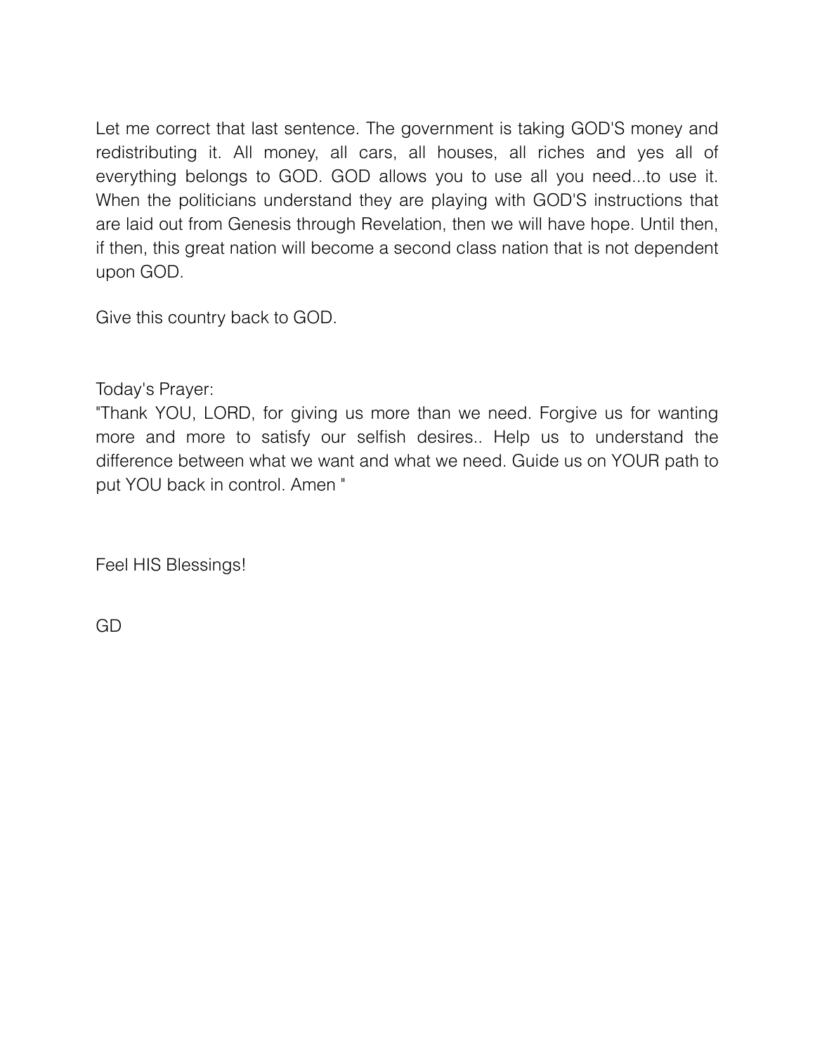Let me correct that last sentence. The government is taking GOD'S money and redistributing it. All money, all cars, all houses, all riches and yes all of everything belongs to GOD. GOD allows you to use all you need...to use it. When the politicians understand they are playing with GOD'S instructions that are laid out from Genesis through Revelation, then we will have hope. Until then, if then, this great nation will become a second class nation that is not dependent upon GOD.

Give this country back to GOD.

Today's Prayer:
"Thank YOU, LORD, for giving us more than we need. Forgive us for wanting more and more to satisfy our selfish desires.. Help us to understand the difference between what we want and what we need. Guide us on YOUR path to put YOU back in control. Amen "

Feel HIS Blessings!

GD